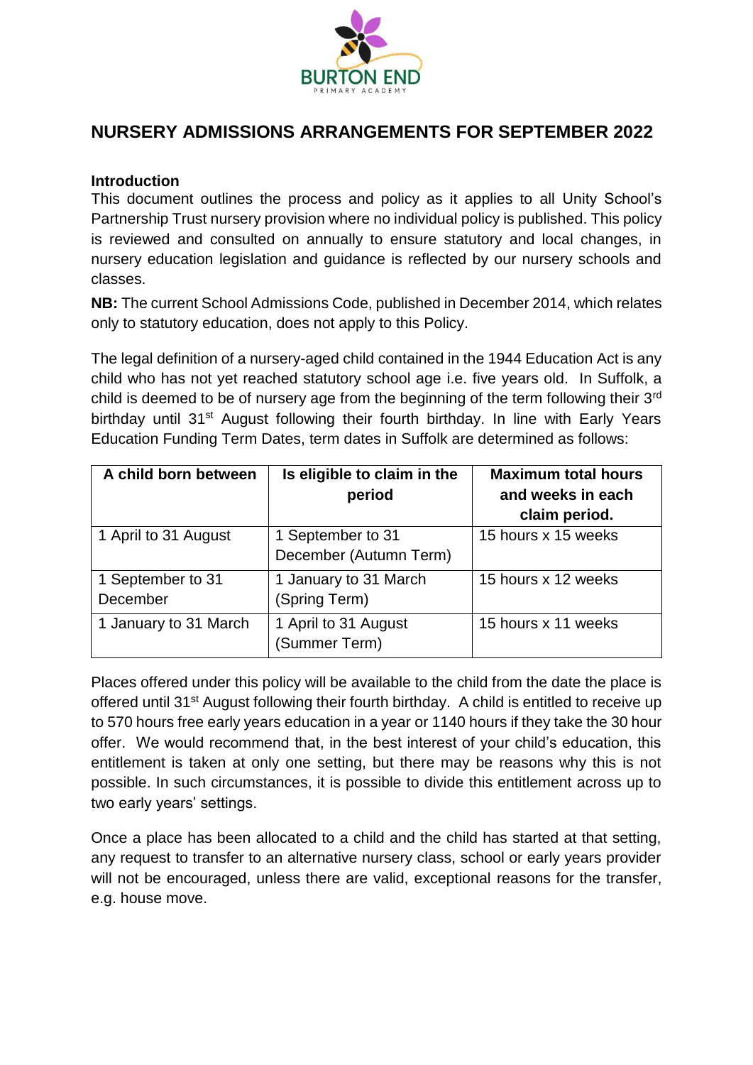# NURSERY ADMISSIONS ARRANGEMENTS FOR SEPTEMBER 2022

## Introduction

This document outlines the process and policy as it applies to all Unity School's Partnership Trust nursery provision where no individual policy is published. This policy is reviewed and consulted on annually to ensure statutory and local changes, in nursery education legislation and guidance is reflected by our nursery schools and classes.

**NB:** The current School Admissions Code, published in December 2014, which relates only to statutory education, does not apply to this Policy.

The legal definition of a nursery-aged child contained in the 1944 Education Act is any child who has not yet reached statutory school age i.e. five years old. In Suffolk, a child is deemed to be of nursery age from the beginning of the term following their 3rd birthday until 31st August following their fourth birthday. In line with Early Years Education Funding Term Dates, term dates in Suffolk are determined as follows:

| A child born between | Is eligible to claim in the period | Maximum total hours and weeks in each claim period. |
|---|---|---|
| 1 April to 31 August | 1 September to 31 December (Autumn Term) | 15 hours x 15 weeks |
| 1 September to 31 December | 1 January to 31 March (Spring Term) | 15 hours x 12 weeks |
| 1 January to 31 March | 1 April to 31 August (Summer Term) | 15 hours x 11 weeks |

Places offered under this policy will be available to the child from the date the place is offered until 31st August following their fourth birthday. A child is entitled to receive up to 570 hours free early years education in a year or 1140 hours if they take the 30 hour offer. We would recommend that, in the best interest of your child's education, this entitlement is taken at only one setting, but there may be reasons why this is not possible. In such circumstances, it is possible to divide this entitlement across up to two early years' settings.

Once a place has been allocated to a child and the child has started at that setting, any request to transfer to an alternative nursery class, school or early years provider will not be encouraged, unless there are valid, exceptional reasons for the transfer, e.g. house move.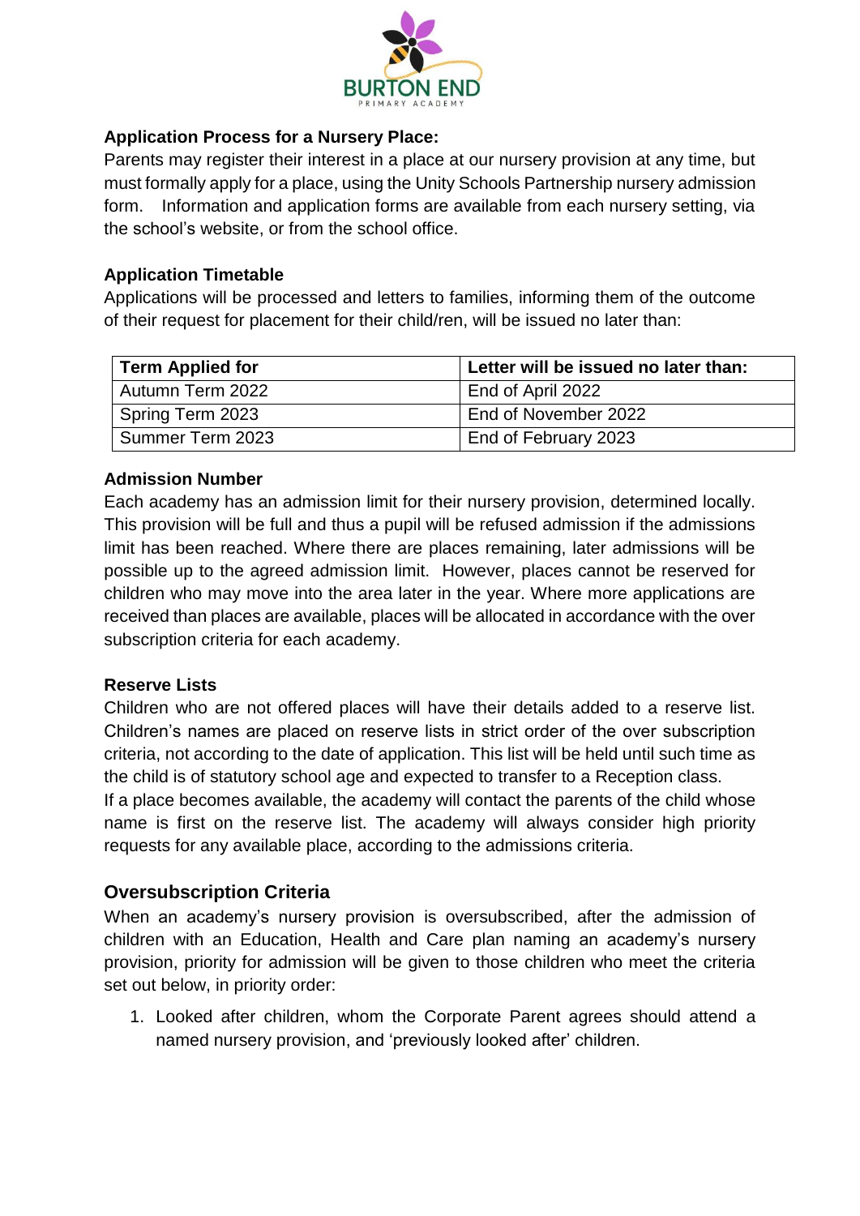### Application Process for a Nursery Place:

Parents may register their interest in a place at our nursery provision at any time, but must formally apply for a place, using the Unity Schools Partnership nursery admission form. Information and application forms are available from each nursery setting, via the school's website, or from the school office.

### Application Timetable

Applications will be processed and letters to families, informing them of the outcome of their request for placement for their child/ren, will be issued no later than:

| Term Applied for | Letter will be issued no later than: |
|---|---|
| Autumn Term 2022 | End of April 2022 |
| Spring Term 2023 | End of November 2022 |
| Summer Term 2023 | End of February 2023 |

### Admission Number

Each academy has an admission limit for their nursery provision, determined locally. This provision will be full and thus a pupil will be refused admission if the admissions limit has been reached. Where there are places remaining, later admissions will be possible up to the agreed admission limit. However, places cannot be reserved for children who may move into the area later in the year. Where more applications are received than places are available, places will be allocated in accordance with the over subscription criteria for each academy.

### Reserve Lists

Children who are not offered places will have their details added to a reserve list. Children's names are placed on reserve lists in strict order of the over subscription criteria, not according to the date of application. This list will be held until such time as the child is of statutory school age and expected to transfer to a Reception class.

If a place becomes available, the academy will contact the parents of the child whose name is first on the reserve list. The academy will always consider high priority requests for any available place, according to the admissions criteria.

## Oversubscription Criteria

When an academy's nursery provision is oversubscribed, after the admission of children with an Education, Health and Care plan naming an academy's nursery provision, priority for admission will be given to those children who meet the criteria set out below, in priority order:

1. Looked after children, whom the Corporate Parent agrees should attend a named nursery provision, and 'previously looked after' children.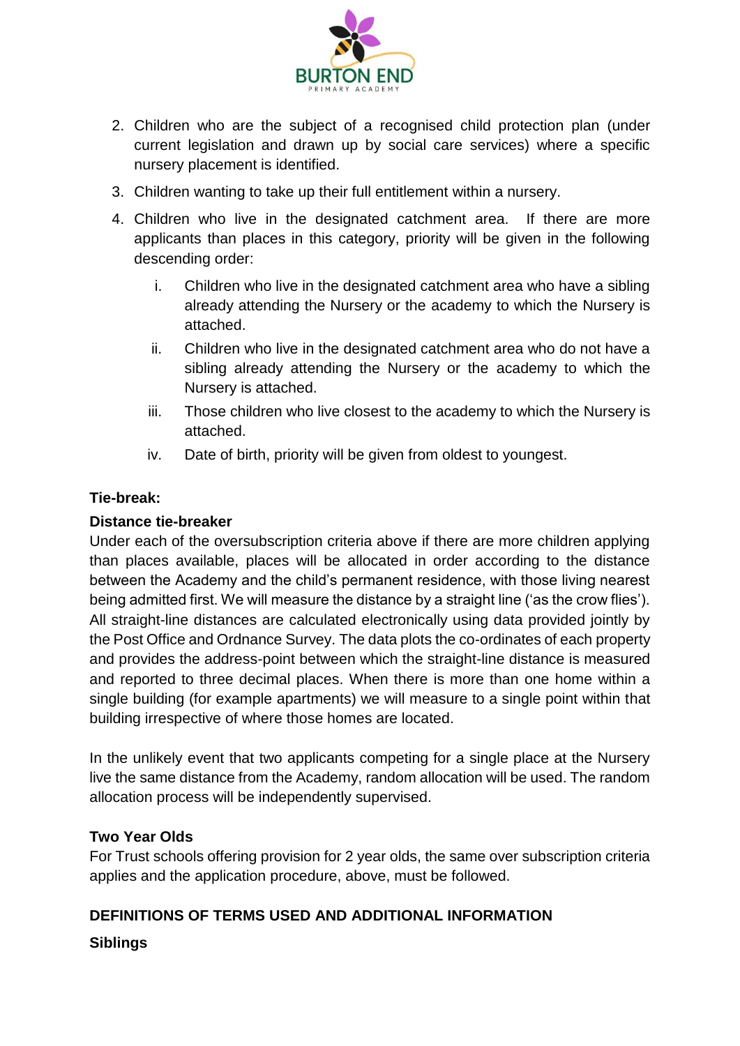2. Children who are the subject of a recognised child protection plan (under current legislation and drawn up by social care services) where a specific nursery placement is identified.
3. Children wanting to take up their full entitlement within a nursery.
4. Children who live in the designated catchment area. If there are more applicants than places in this category, priority will be given in the following descending order:
   1. Children who live in the designated catchment area who have a sibling already attending the Nursery or the academy to which the Nursery is attached.
   2. Children who live in the designated catchment area who do not have a sibling already attending the Nursery or the academy to which the Nursery is attached.
   3. Those children who live closest to the academy to which the Nursery is attached.
   4. Date of birth, priority will be given from oldest to youngest.

**Tie-break:**

**Distance tie-breaker**

Under each of the oversubscription criteria above if there are more children applying than places available, places will be allocated in order according to the distance between the Academy and the child's permanent residence, with those living nearest being admitted first. We will measure the distance by a straight line ('as the crow flies'). All straight-line distances are calculated electronically using data provided jointly by the Post Office and Ordnance Survey. The data plots the co-ordinates of each property and provides the address-point between which the straight-line distance is measured and reported to three decimal places. When there is more than one home within a single building (for example apartments) we will measure to a single point within that building irrespective of where those homes are located.

In the unlikely event that two applicants competing for a single place at the Nursery live the same distance from the Academy, random allocation will be used. The random allocation process will be independently supervised.

**Two Year Olds**

For Trust schools offering provision for 2 year olds, the same over subscription criteria applies and the application procedure, above, must be followed.

**DEFINITIONS OF TERMS USED AND ADDITIONAL INFORMATION**

**Siblings**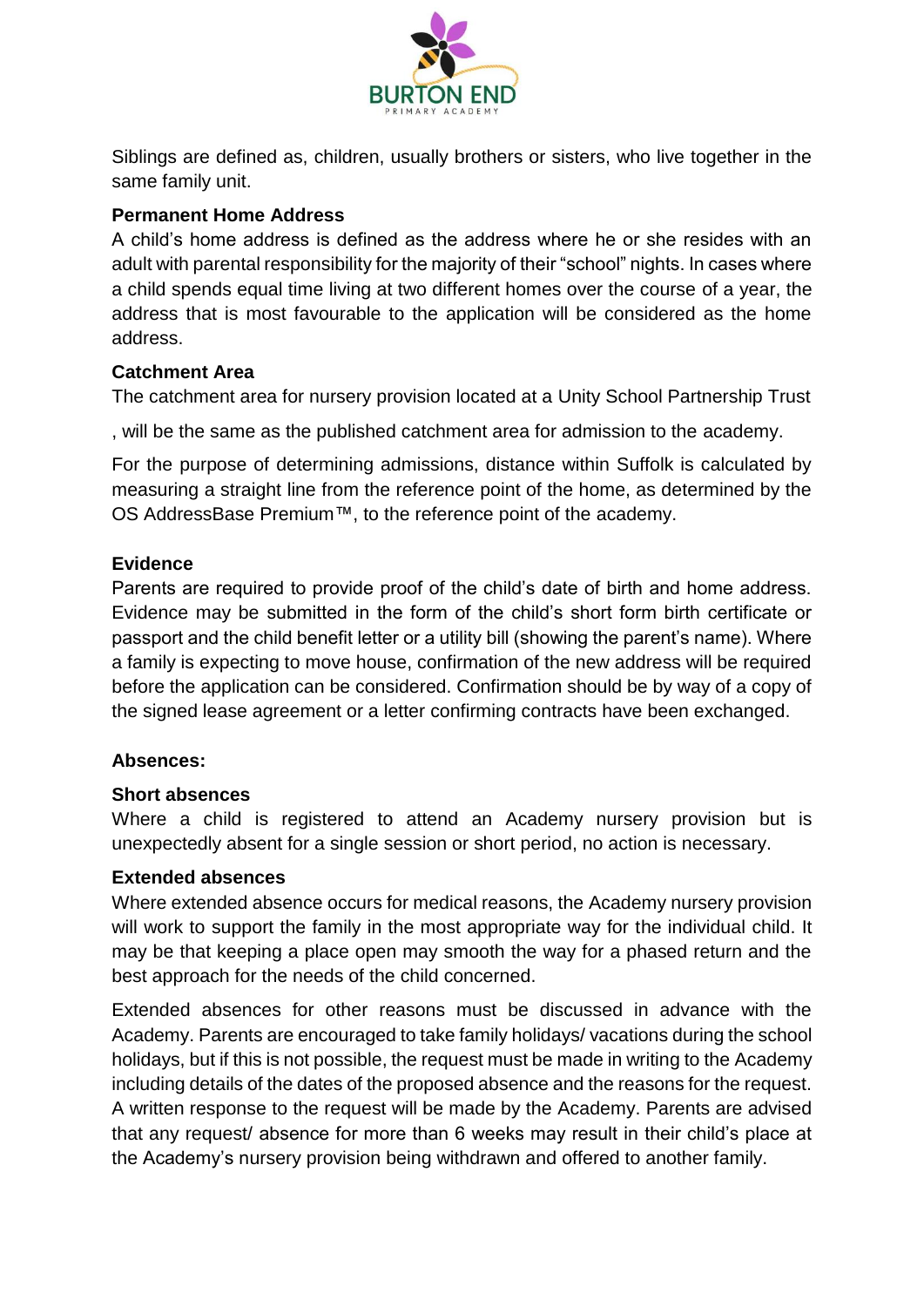Siblings are defined as, children, usually brothers or sisters, who live together in the same family unit.

**Permanent Home Address**

A child's home address is defined as the address where he or she resides with an adult with parental responsibility for the majority of their "school" nights. In cases where a child spends equal time living at two different homes over the course of a year, the address that is most favourable to the application will be considered as the home address.

**Catchment Area**

The catchment area for nursery provision located at a Unity School Partnership Trust

, will be the same as the published catchment area for admission to the academy.

For the purpose of determining admissions, distance within Suffolk is calculated by measuring a straight line from the reference point of the home, as determined by the OS AddressBase Premium™, to the reference point of the academy.

**Evidence**

Parents are required to provide proof of the child's date of birth and home address. Evidence may be submitted in the form of the child's short form birth certificate or passport and the child benefit letter or a utility bill (showing the parent's name). Where a family is expecting to move house, confirmation of the new address will be required before the application can be considered. Confirmation should be by way of a copy of the signed lease agreement or a letter confirming contracts have been exchanged.

**Absences:**

**Short absences**

Where a child is registered to attend an Academy nursery provision but is unexpectedly absent for a single session or short period, no action is necessary.

**Extended absences**

Where extended absence occurs for medical reasons, the Academy nursery provision will work to support the family in the most appropriate way for the individual child. It may be that keeping a place open may smooth the way for a phased return and the best approach for the needs of the child concerned.

Extended absences for other reasons must be discussed in advance with the Academy. Parents are encouraged to take family holidays/ vacations during the school holidays, but if this is not possible, the request must be made in writing to the Academy including details of the dates of the proposed absence and the reasons for the request. A written response to the request will be made by the Academy. Parents are advised that any request/ absence for more than 6 weeks may result in their child's place at the Academy's nursery provision being withdrawn and offered to another family.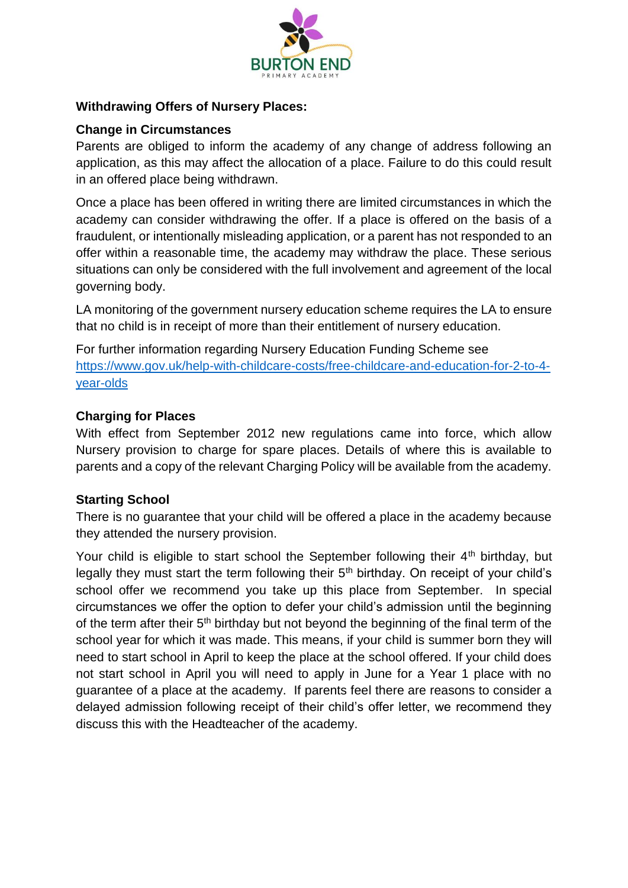**Withdrawing Offers of Nursery Places:**

**Change in Circumstances**

Parents are obliged to inform the academy of any change of address following an application, as this may affect the allocation of a place. Failure to do this could result in an offered place being withdrawn.

Once a place has been offered in writing there are limited circumstances in which the academy can consider withdrawing the offer. If a place is offered on the basis of a fraudulent, or intentionally misleading application, or a parent has not responded to an offer within a reasonable time, the academy may withdraw the place. These serious situations can only be considered with the full involvement and agreement of the local governing body.

LA monitoring of the government nursery education scheme requires the LA to ensure that no child is in receipt of more than their entitlement of nursery education.

For further information regarding Nursery Education Funding Scheme see [https://www.gov.uk/help-with-childcare-costs/free-childcare-and-education-for-2-to-4-year-olds](https://www.gov.uk/help-with-childcare-costs/free-childcare-and-education-for-2-to-4-year-olds)

**Charging for Places**

With effect from September 2012 new regulations came into force, which allow Nursery provision to charge for spare places. Details of where this is available to parents and a copy of the relevant Charging Policy will be available from the academy.

**Starting School**

There is no guarantee that your child will be offered a place in the academy because they attended the nursery provision.

Your child is eligible to start school the September following their 4th birthday, but legally they must start the term following their 5th birthday. On receipt of your child's school offer we recommend you take up this place from September. In special circumstances we offer the option to defer your child's admission until the beginning of the term after their 5th birthday but not beyond the beginning of the final term of the school year for which it was made. This means, if your child is summer born they will need to start school in April to keep the place at the school offered. If your child does not start school in April you will need to apply in June for a Year 1 place with no guarantee of a place at the academy. If parents feel there are reasons to consider a delayed admission following receipt of their child's offer letter, we recommend they discuss this with the Headteacher of the academy.